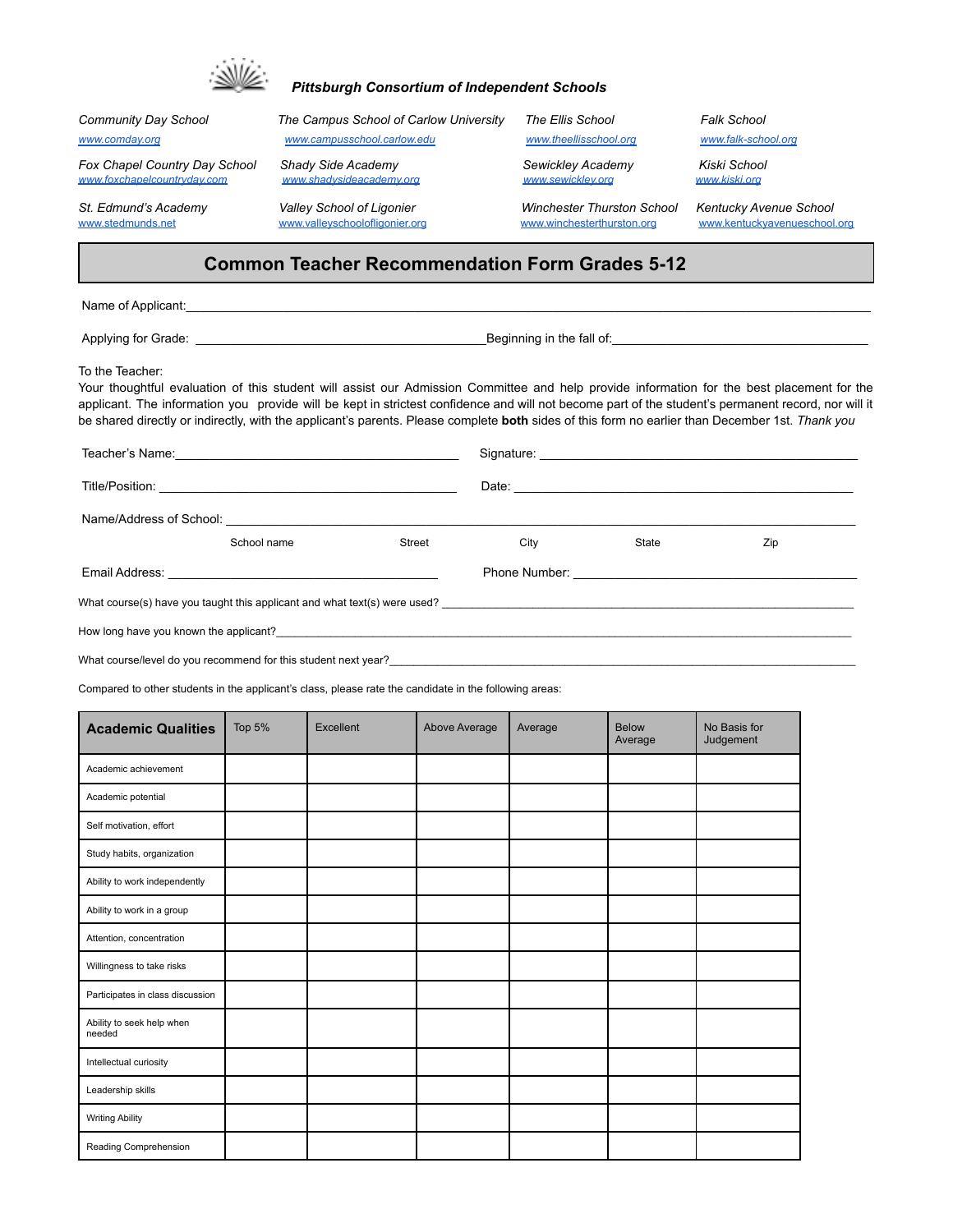***Pittsburgh Consortium of Independent Schools***

| | | | |
|---|---|---|---|
| *Community Day School* www.comday.org | *The Campus School of Carlow University* www.campusschool.carlow.edu | *The Ellis School* www.theellisschool.org | *Falk School* www.falk-school.org |
| *Fox Chapel Country Day School* www.foxchapelcountryday.com | *Shady Side Academy* www.shadysideacademy.org | *Sewickley Academy* www.sewickley.org | *Kiski School* www.kiski.org |
| *St. Edmund's Academy* www.stedmunds.net | *Valley School of Ligonier* www.valleyschoolofligonier.org | *Winchester Thurston School* www.winchesterthurston.org | *Kentucky Avenue School* www.kentuckyavenueschool.org |

# Common Teacher Recommendation Form Grades 5-12

Name of Applicant:\_\_\_\_\_\_\_\_\_\_\_\_\_\_\_\_\_\_\_\_\_\_\_\_\_\_\_\_\_\_\_\_\_\_\_\_\_\_\_\_\_\_\_\_\_\_\_\_\_\_\_\_\_\_\_\_

Applying for Grade: \_\_\_\_\_\_\_\_\_\_\_\_\_\_\_\_\_\_\_\_\_\_\_\_\_\_\_\_ Beginning in the fall of:\_\_\_\_\_\_\_\_\_\_\_\_\_\_\_\_\_\_\_\_\_\_\_\_\_\_\_\_

To the Teacher:
Your thoughtful evaluation of this student will assist our Admission Committee and help provide information for the best placement for the applicant. The information you provide will be kept in strictest confidence and will not become part of the student's permanent record, nor will it be shared directly or indirectly, with the applicant's parents. Please complete **both** sides of this form no earlier than December 1st. *Thank you*

Teacher's Name:\_\_\_\_\_\_\_\_\_\_\_\_\_\_\_\_\_\_\_\_\_\_\_\_\_\_\_\_ Signature: \_\_\_\_\_\_\_\_\_\_\_\_\_\_\_\_\_\_\_\_\_\_\_\_\_\_\_\_

Title/Position: \_\_\_\_\_\_\_\_\_\_\_\_\_\_\_\_\_\_\_\_\_\_\_\_\_\_\_\_ Date: \_\_\_\_\_\_\_\_\_\_\_\_\_\_\_\_\_\_\_\_\_\_\_\_\_\_\_\_

Name/Address of School: \_\_\_\_\_\_\_\_\_\_\_\_\_\_\_\_\_\_\_\_\_\_\_\_\_\_\_\_\_\_\_\_\_\_\_\_\_\_\_\_\_\_\_\_\_\_\_\_\_\_\_\_\_\_\_\_
School name Street City State Zip

Email Address: \_\_\_\_\_\_\_\_\_\_\_\_\_\_\_\_\_\_\_\_\_\_\_\_\_\_\_\_ Phone Number: \_\_\_\_\_\_\_\_\_\_\_\_\_\_\_\_\_\_\_\_\_\_\_\_\_\_\_\_

What course(s) have you taught this applicant and what text(s) were used? \_\_\_\_\_\_\_\_\_\_\_\_\_\_\_\_\_\_\_\_\_\_\_\_\_\_\_\_

How long have you known the applicant?\_\_\_\_\_\_\_\_\_\_\_\_\_\_\_\_\_\_\_\_\_\_\_\_\_\_\_\_\_\_\_\_\_\_\_\_\_\_\_\_\_\_\_\_\_\_\_\_\_\_\_\_\_\_\_\_

What course/level do you recommend for this student next year?\_\_\_\_\_\_\_\_\_\_\_\_\_\_\_\_\_\_\_\_\_\_\_\_\_\_\_\_\_\_\_\_\_\_\_\_

Compared to other students in the applicant's class, please rate the candidate in the following areas:

| **Academic Qualities** | Top 5% | Excellent | Above Average | Average | Below Average | No Basis for Judgement |
|---|---|---|---|---|---|---|
| Academic achievement | | | | | | |
| Academic potential | | | | | | |
| Self motivation, effort | | | | | | |
| Study habits, organization | | | | | | |
| Ability to work independently | | | | | | |
| Ability to work in a group | | | | | | |
| Attention, concentration | | | | | | |
| Willingness to take risks | | | | | | |
| Participates in class discussion | | | | | | |
| Ability to seek help when needed | | | | | | |
| Intellectual curiosity | | | | | | |
| Leadership skills | | | | | | |
| Writing Ability | | | | | | |
| Reading Comprehension | | | | | | |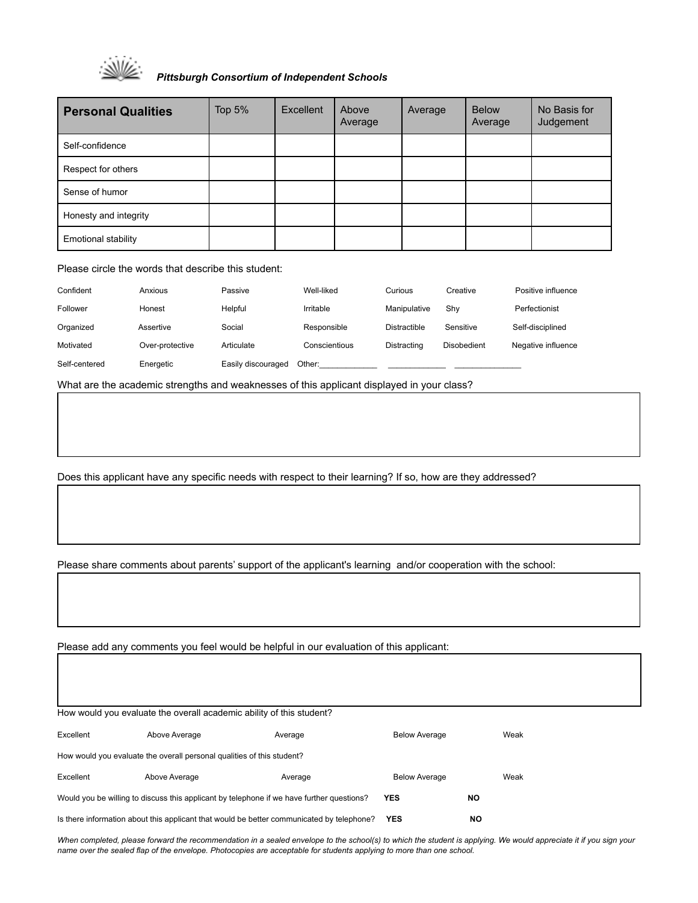*Pittsburgh Consortium of Independent Schools*

| Personal Qualities | Top 5% | Excellent | Above Average | Average | Below Average | No Basis for Judgement |
|---|---|---|---|---|---|---|
| Self-confidence | | | | | | |
| Respect for others | | | | | | |
| Sense of humor | | | | | | |
| Honesty and integrity | | | | | | |
| Emotional stability | | | | | | |

Please circle the words that describe this student:

| | | | | | | |
|---|---|---|---|---|---|---|
| Confident | Anxious | Passive | Well-liked | Curious | Creative | Positive influence |
| Follower | Honest | Helpful | Irritable | Manipulative | Shy | Perfectionist |
| Organized | Assertive | Social | Responsible | Distractible | Sensitive | Self-disciplined |
| Motivated | Over-protective | Articulate | Conscientious | Distracting | Disobedient | Negative influence |
| Self-centered | Energetic | Easily discouraged | Other:____________ | ____________ | ______________ | |

What are the academic strengths and weaknesses of this applicant displayed in your class?

Does this applicant have any specific needs with respect to their learning? If so, how are they addressed?

Please share comments about parents' support of the applicant's learning and/or cooperation with the school:

Please add any comments you feel would be helpful in our evaluation of this applicant:

How would you evaluate the overall academic ability of this student?

Excellent Above Average Average Below Average Weak

How would you evaluate the overall personal qualities of this student?

Excellent Above Average Average Below Average Weak

Would you be willing to discuss this applicant by telephone if we have further questions? **YES** **NO**

Is there information about this applicant that would be better communicated by telephone? **YES** **NO**

*When completed, please forward the recommendation in a sealed envelope to the school(s) to which the student is applying. We would appreciate it if you sign your name over the sealed flap of the envelope. Photocopies are acceptable for students applying to more than one school.*